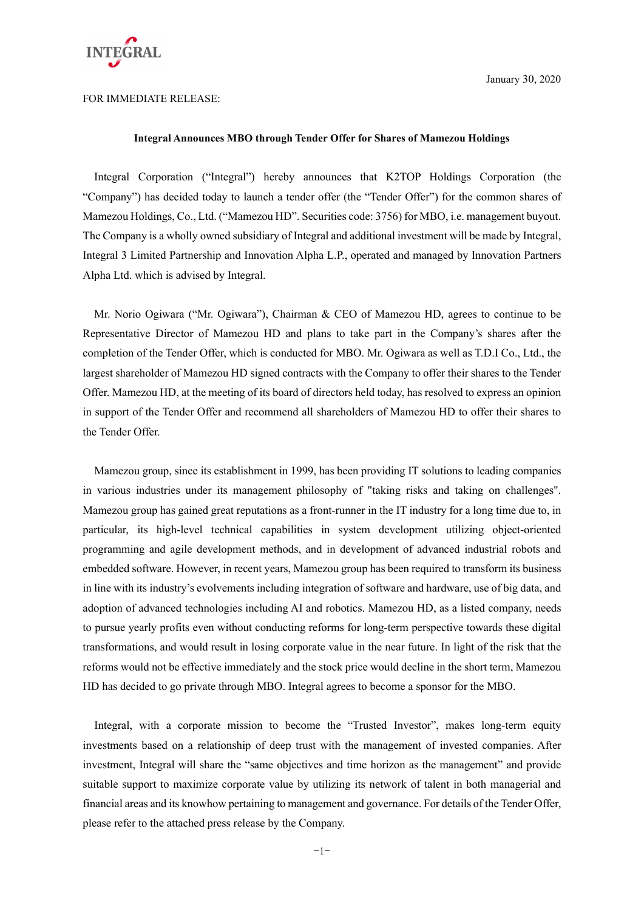January 30, 2020

FOR IMMEDIATE RELEASE:

**Integral Announces MBO through Tender Offer for Shares of Mamezou Holdings**

Integral Corporation ("Integral") hereby announces that K2TOP Holdings Corporation (the "Company") has decided today to launch a tender offer (the "Tender Offer") for the common shares of Mamezou Holdings, Co., Ltd. ("Mamezou HD". Securities code: 3756) for MBO, i.e. management buyout. The Company is a wholly owned subsidiary of Integral and additional investment will be made by Integral, Integral 3 Limited Partnership and Innovation Alpha L.P., operated and managed by Innovation Partners Alpha Ltd. which is advised by Integral.

Mr. Norio Ogiwara ("Mr. Ogiwara"), Chairman & CEO of Mamezou HD, agrees to continue to be Representative Director of Mamezou HD and plans to take part in the Company's shares after the completion of the Tender Offer, which is conducted for MBO. Mr. Ogiwara as well as T.D.I Co., Ltd., the largest shareholder of Mamezou HD signed contracts with the Company to offer their shares to the Tender Offer. Mamezou HD, at the meeting of its board of directors held today, has resolved to express an opinion in support of the Tender Offer and recommend all shareholders of Mamezou HD to offer their shares to the Tender Offer.

Mamezou group, since its establishment in 1999, has been providing IT solutions to leading companies in various industries under its management philosophy of "taking risks and taking on challenges". Mamezou group has gained great reputations as a front-runner in the IT industry for a long time due to, in particular, its high-level technical capabilities in system development utilizing object-oriented programming and agile development methods, and in development of advanced industrial robots and embedded software. However, in recent years, Mamezou group has been required to transform its business in line with its industry's evolvements including integration of software and hardware, use of big data, and adoption of advanced technologies including AI and robotics. Mamezou HD, as a listed company, needs to pursue yearly profits even without conducting reforms for long-term perspective towards these digital transformations, and would result in losing corporate value in the near future. In light of the risk that the reforms would not be effective immediately and the stock price would decline in the short term, Mamezou HD has decided to go private through MBO. Integral agrees to become a sponsor for the MBO.

Integral, with a corporate mission to become the "Trusted Investor", makes long-term equity investments based on a relationship of deep trust with the management of invested companies. After investment, Integral will share the "same objectives and time horizon as the management" and provide suitable support to maximize corporate value by utilizing its network of talent in both managerial and financial areas and its knowhow pertaining to management and governance. For details of the Tender Offer, please refer to the attached press release by the Company.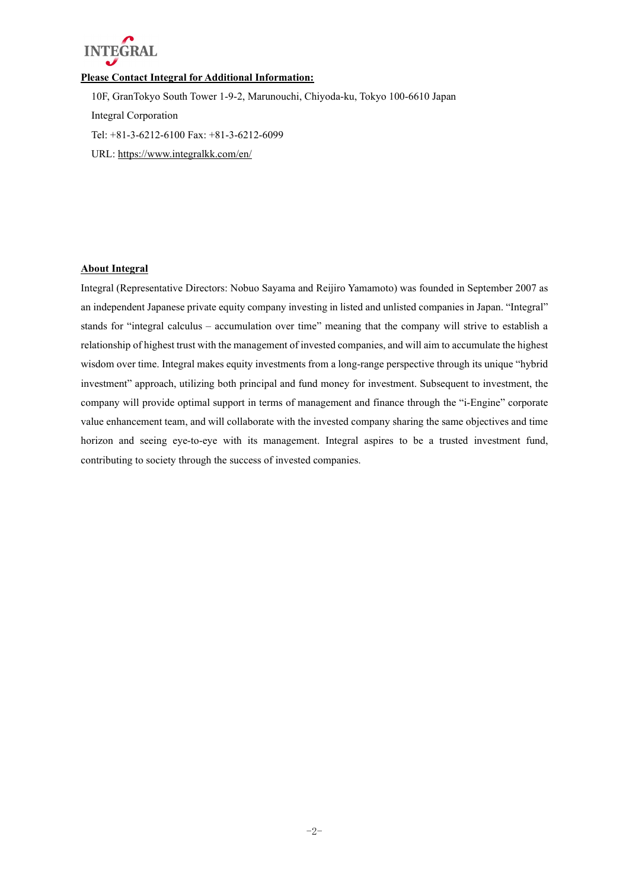**Please Contact Integral for Additional Information:**

10F, GranTokyo South Tower 1-9-2, Marunouchi, Chiyoda-ku, Tokyo 100-6610 Japan

Integral Corporation

Tel: +81-3-6212-6100 Fax: +81-3-6212-6099

URL: https://www.integralkk.com/en/

**About Integral**

Integral (Representative Directors: Nobuo Sayama and Reijiro Yamamoto) was founded in September 2007 as an independent Japanese private equity company investing in listed and unlisted companies in Japan. "Integral" stands for "integral calculus – accumulation over time" meaning that the company will strive to establish a relationship of highest trust with the management of invested companies, and will aim to accumulate the highest wisdom over time. Integral makes equity investments from a long-range perspective through its unique "hybrid investment" approach, utilizing both principal and fund money for investment. Subsequent to investment, the company will provide optimal support in terms of management and finance through the "i-Engine" corporate value enhancement team, and will collaborate with the invested company sharing the same objectives and time horizon and seeing eye-to-eye with its management. Integral aspires to be a trusted investment fund, contributing to society through the success of invested companies.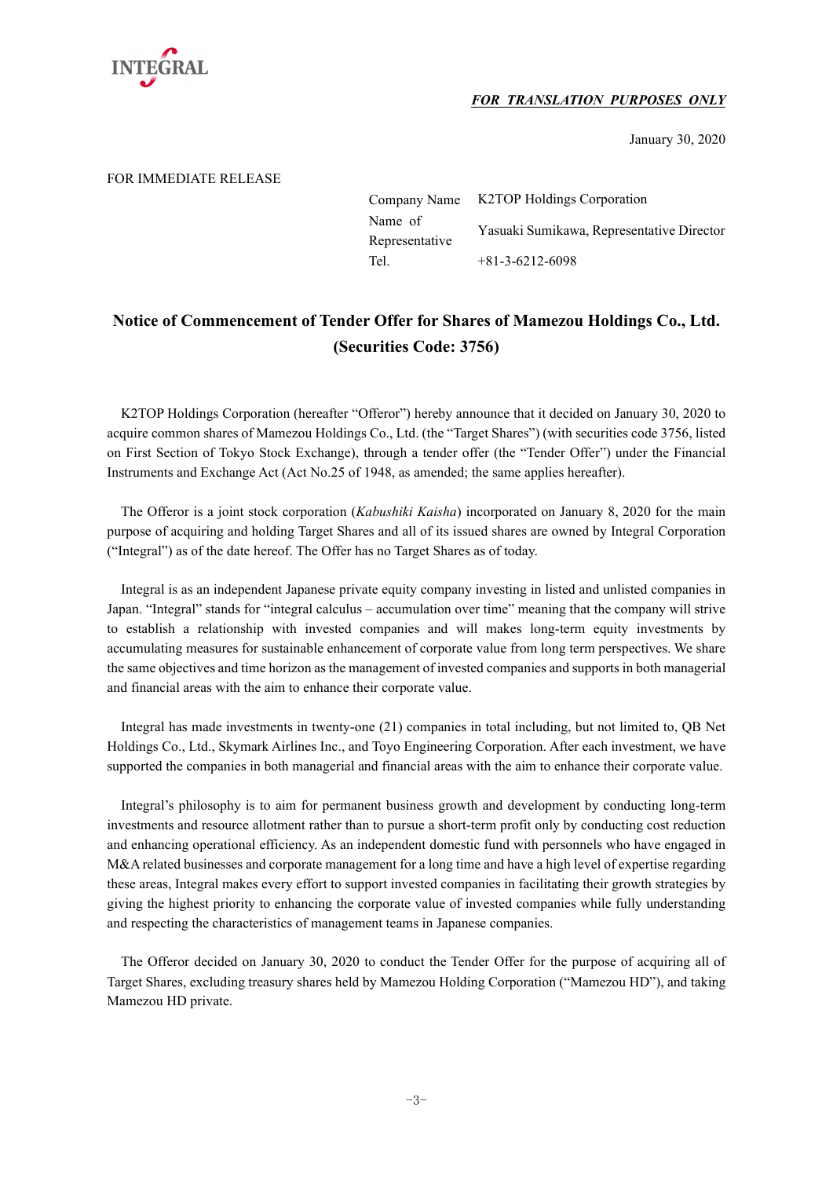INTEGRAL

***FOR TRANSLATION PURPOSES ONLY***

January 30, 2020

FOR IMMEDIATE RELEASE

| | |
|---|---|
| Company Name | K2TOP Holdings Corporation |
| Name of Representative | Yasuaki Sumikawa, Representative Director |
| Tel. | +81-3-6212-6098 |

# Notice of Commencement of Tender Offer for Shares of Mamezou Holdings Co., Ltd. (Securities Code: 3756)

K2TOP Holdings Corporation (hereafter "Offeror") hereby announce that it decided on January 30, 2020 to acquire common shares of Mamezou Holdings Co., Ltd. (the "Target Shares") (with securities code 3756, listed on First Section of Tokyo Stock Exchange), through a tender offer (the "Tender Offer") under the Financial Instruments and Exchange Act (Act No.25 of 1948, as amended; the same applies hereafter).

The Offeror is a joint stock corporation (*Kabushiki Kaisha*) incorporated on January 8, 2020 for the main purpose of acquiring and holding Target Shares and all of its issued shares are owned by Integral Corporation ("Integral") as of the date hereof. The Offer has no Target Shares as of today.

Integral is as an independent Japanese private equity company investing in listed and unlisted companies in Japan. "Integral" stands for "integral calculus – accumulation over time" meaning that the company will strive to establish a relationship with invested companies and will makes long-term equity investments by accumulating measures for sustainable enhancement of corporate value from long term perspectives. We share the same objectives and time horizon as the management of invested companies and supports in both managerial and financial areas with the aim to enhance their corporate value.

Integral has made investments in twenty-one (21) companies in total including, but not limited to, QB Net Holdings Co., Ltd., Skymark Airlines Inc., and Toyo Engineering Corporation. After each investment, we have supported the companies in both managerial and financial areas with the aim to enhance their corporate value.

Integral's philosophy is to aim for permanent business growth and development by conducting long-term investments and resource allotment rather than to pursue a short-term profit only by conducting cost reduction and enhancing operational efficiency. As an independent domestic fund with personnels who have engaged in M&A related businesses and corporate management for a long time and have a high level of expertise regarding these areas, Integral makes every effort to support invested companies in facilitating their growth strategies by giving the highest priority to enhancing the corporate value of invested companies while fully understanding and respecting the characteristics of management teams in Japanese companies.

The Offeror decided on January 30, 2020 to conduct the Tender Offer for the purpose of acquiring all of Target Shares, excluding treasury shares held by Mamezou Holding Corporation ("Mamezou HD"), and taking Mamezou HD private.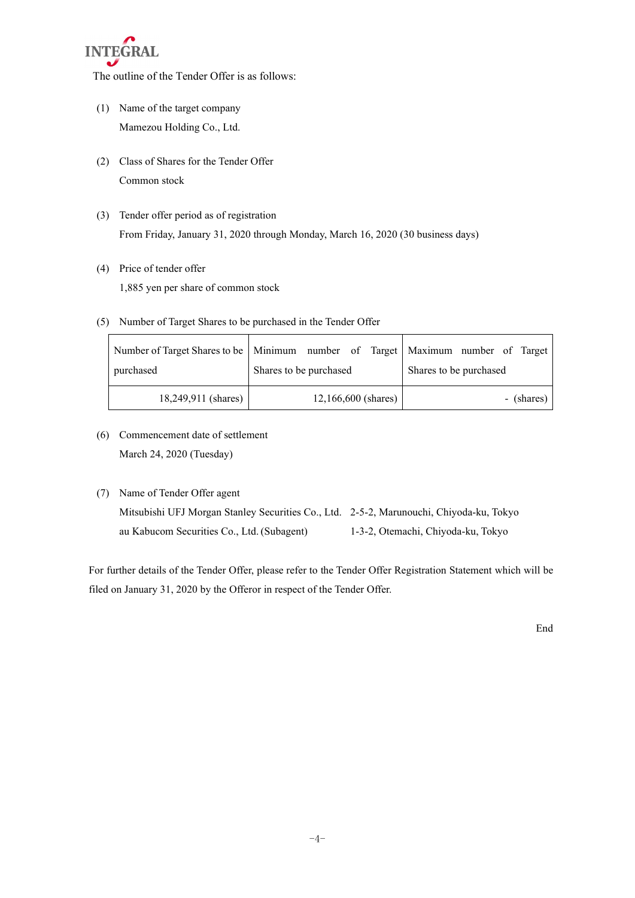The outline of the Tender Offer is as follows:

(1) Name of the target company
Mamezou Holding Co., Ltd.

(2) Class of Shares for the Tender Offer
Common stock

(3) Tender offer period as of registration
From Friday, January 31, 2020 through Monday, March 16, 2020 (30 business days)

(4) Price of tender offer
1,885 yen per share of common stock

(5) Number of Target Shares to be purchased in the Tender Offer

| Number of Target Shares to be purchased | Minimum number of Target Shares to be purchased | Maximum number of Target Shares to be purchased |
|---|---|---|
| 18,249,911 (shares) | 12,166,600 (shares) | - (shares) |

(6) Commencement date of settlement
March 24, 2020 (Tuesday)

(7) Name of Tender Offer agent
Mitsubishi UFJ Morgan Stanley Securities Co., Ltd. 2-5-2, Marunouchi, Chiyoda-ku, Tokyo
au Kabucom Securities Co., Ltd. (Subagent) 1-3-2, Otemachi, Chiyoda-ku, Tokyo

For further details of the Tender Offer, please refer to the Tender Offer Registration Statement which will be filed on January 31, 2020 by the Offeror in respect of the Tender Offer.

End